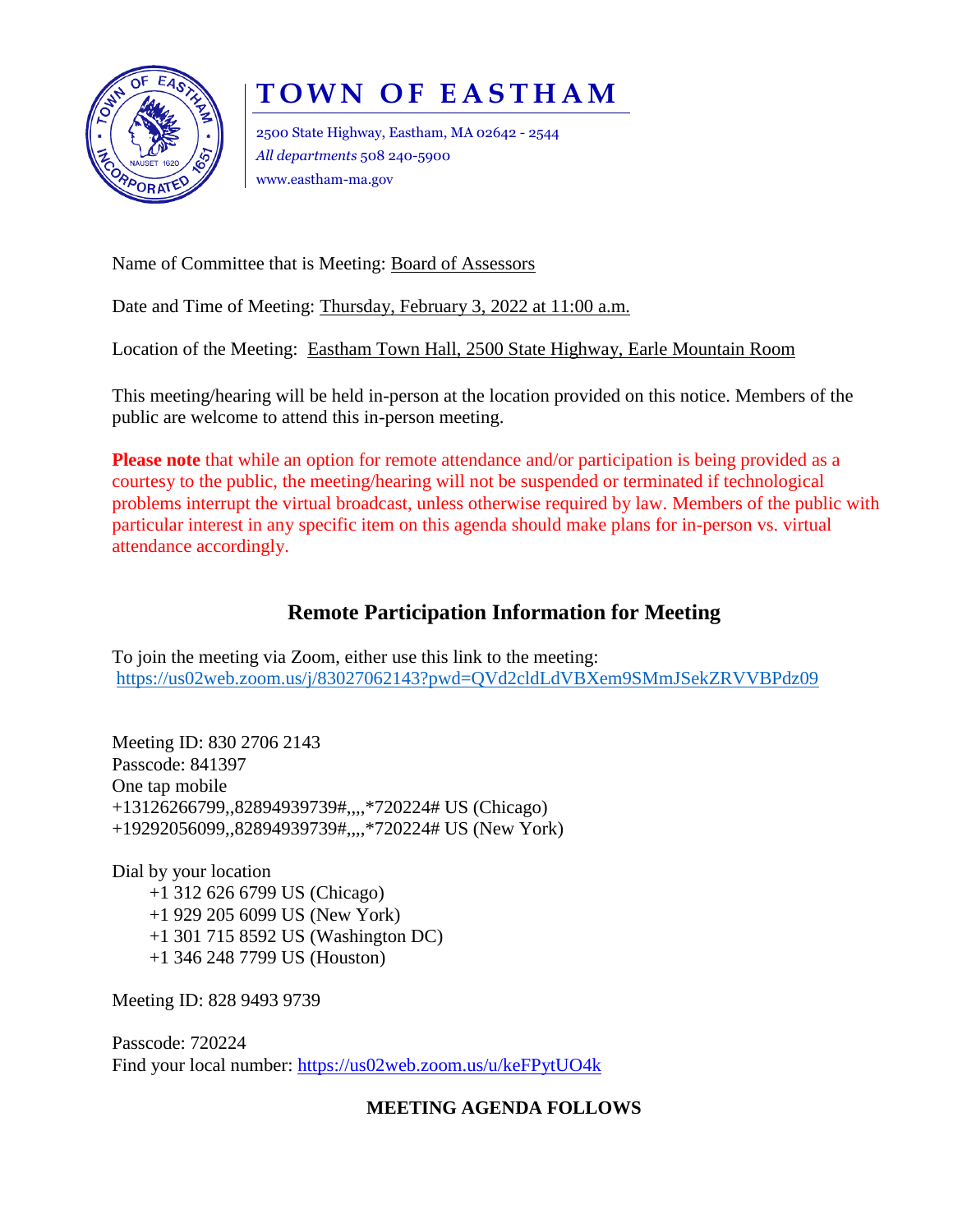# TOWN OF EASTHAM

2500 State Highway, Eastham, MA 02642 - 2544
*All departments* 508 240-5900
www.eastham-ma.gov

Name of Committee that is Meeting: Board of Assessors

Date and Time of Meeting: Thursday, February 3, 2022 at 11:00 a.m.

Location of the Meeting: Eastham Town Hall, 2500 State Highway, Earle Mountain Room

This meeting/hearing will be held in-person at the location provided on this notice. Members of the public are welcome to attend this in-person meeting.

**Please note** that while an option for remote attendance and/or participation is being provided as a courtesy to the public, the meeting/hearing will not be suspended or terminated if technological problems interrupt the virtual broadcast, unless otherwise required by law. Members of the public with particular interest in any specific item on this agenda should make plans for in-person vs. virtual attendance accordingly.

## Remote Participation Information for Meeting

To join the meeting via Zoom, either use this link to the meeting:
https://us02web.zoom.us/j/83027062143?pwd=QVd2cldLdVBXem9SMmJSekZRVVBPdz09

Meeting ID: 830 2706 2143
Passcode: 841397
One tap mobile
+13126266799,,82894939739#,,,,*720224# US (Chicago)
+19292056099,,82894939739#,,,,*720224# US (New York)

Dial by your location
- +1 312 626 6799 US (Chicago)
- +1 929 205 6099 US (New York)
- +1 301 715 8592 US (Washington DC)
- +1 346 248 7799 US (Houston)

Meeting ID: 828 9493 9739

Passcode: 720224
Find your local number: https://us02web.zoom.us/u/keFPytUO4k

**MEETING AGENDA FOLLOWS**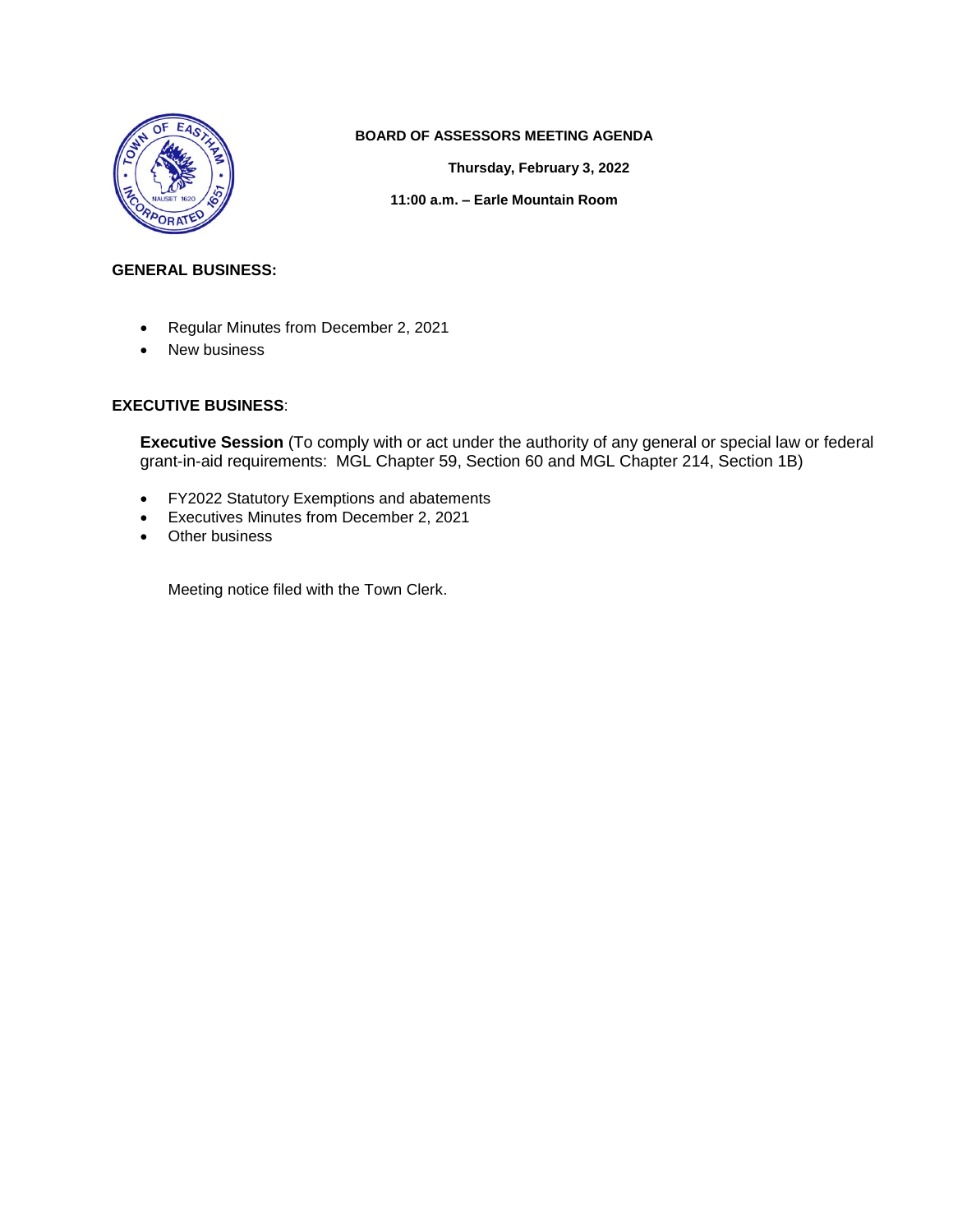**BOARD OF ASSESSORS MEETING AGENDA**

**Thursday, February 3, 2022**

**11:00 a.m. – Earle Mountain Room**

**GENERAL BUSINESS:**

- Regular Minutes from December 2, 2021
- New business

**EXECUTIVE BUSINESS**:

**Executive Session** (To comply with or act under the authority of any general or special law or federal grant-in-aid requirements: MGL Chapter 59, Section 60 and MGL Chapter 214, Section 1B)

- FY2022 Statutory Exemptions and abatements
- Executives Minutes from December 2, 2021
- Other business

Meeting notice filed with the Town Clerk.